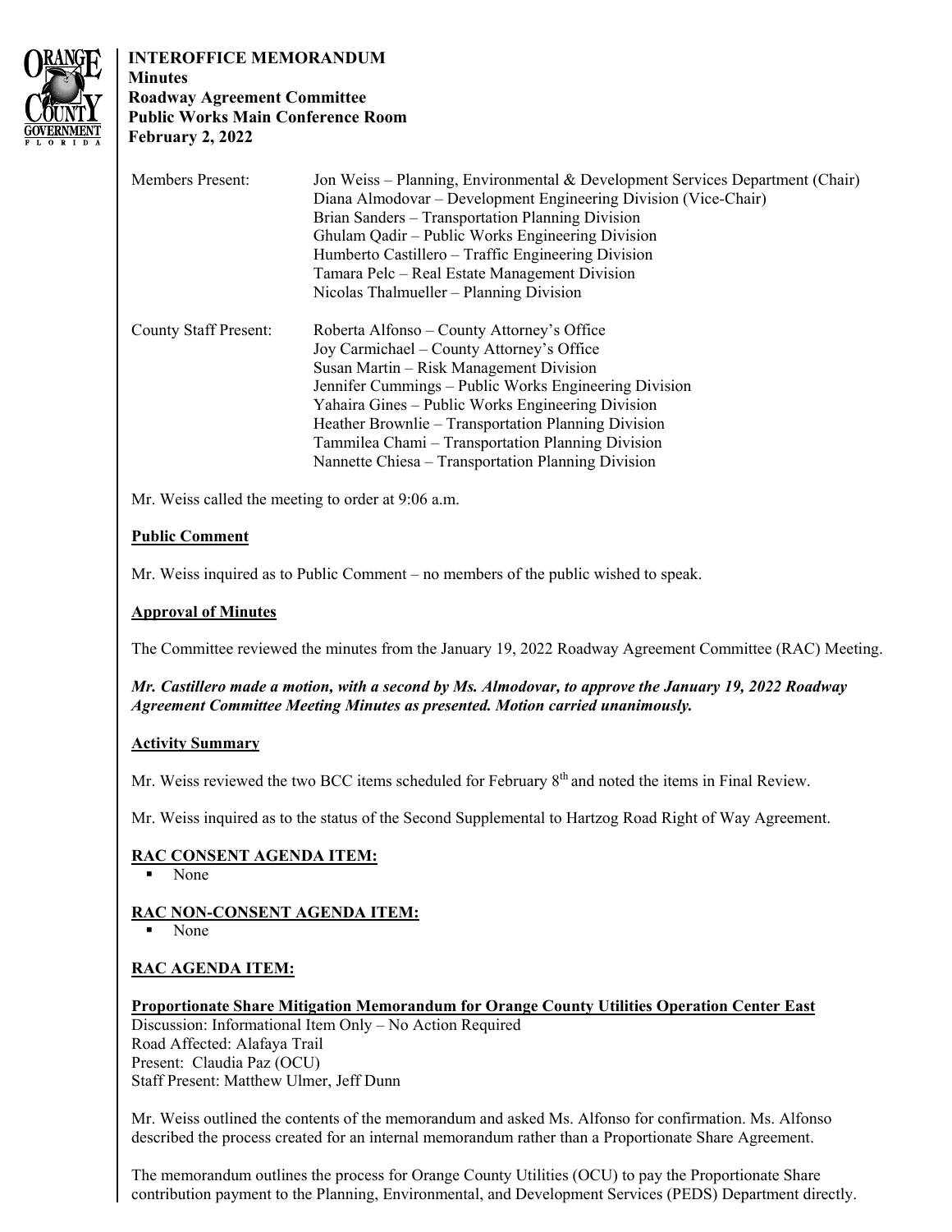**INTEROFFICE MEMORANDUM**
**Minutes**
**Roadway Agreement Committee**
**Public Works Main Conference Room**
**February 2, 2022**

| | |
|---|---|
| Members Present: | Jon Weiss – Planning, Environmental & Development Services Department (Chair) |
| | Diana Almodovar – Development Engineering Division (Vice-Chair) |
| | Brian Sanders – Transportation Planning Division |
| | Ghulam Qadir – Public Works Engineering Division |
| | Humberto Castillero – Traffic Engineering Division |
| | Tamara Pelc – Real Estate Management Division |
| | Nicolas Thalmueller – Planning Division |
| County Staff Present: | Roberta Alfonso – County Attorney's Office |
| | Joy Carmichael – County Attorney's Office |
| | Susan Martin – Risk Management Division |
| | Jennifer Cummings – Public Works Engineering Division |
| | Yahaira Gines – Public Works Engineering Division |
| | Heather Brownlie – Transportation Planning Division |
| | Tammilea Chami – Transportation Planning Division |
| | Nannette Chiesa – Transportation Planning Division |

Mr. Weiss called the meeting to order at 9:06 a.m.

**Public Comment**

Mr. Weiss inquired as to Public Comment – no members of the public wished to speak.

**Approval of Minutes**

The Committee reviewed the minutes from the January 19, 2022 Roadway Agreement Committee (RAC) Meeting.

***Mr. Castillero made a motion, with a second by Ms. Almodovar, to approve the January 19, 2022 Roadway Agreement Committee Meeting Minutes as presented. Motion carried unanimously.***

**Activity Summary**

Mr. Weiss reviewed the two BCC items scheduled for February 8th and noted the items in Final Review.

Mr. Weiss inquired as to the status of the Second Supplemental to Hartzog Road Right of Way Agreement.

**RAC CONSENT AGENDA ITEM:**

- None

**RAC NON-CONSENT AGENDA ITEM:**

- None

**RAC AGENDA ITEM:**

**Proportionate Share Mitigation Memorandum for Orange County Utilities Operation Center East**
Discussion: Informational Item Only – No Action Required
Road Affected: Alafaya Trail
Present: Claudia Paz (OCU)
Staff Present: Matthew Ulmer, Jeff Dunn

Mr. Weiss outlined the contents of the memorandum and asked Ms. Alfonso for confirmation. Ms. Alfonso described the process created for an internal memorandum rather than a Proportionate Share Agreement.

The memorandum outlines the process for Orange County Utilities (OCU) to pay the Proportionate Share contribution payment to the Planning, Environmental, and Development Services (PEDS) Department directly.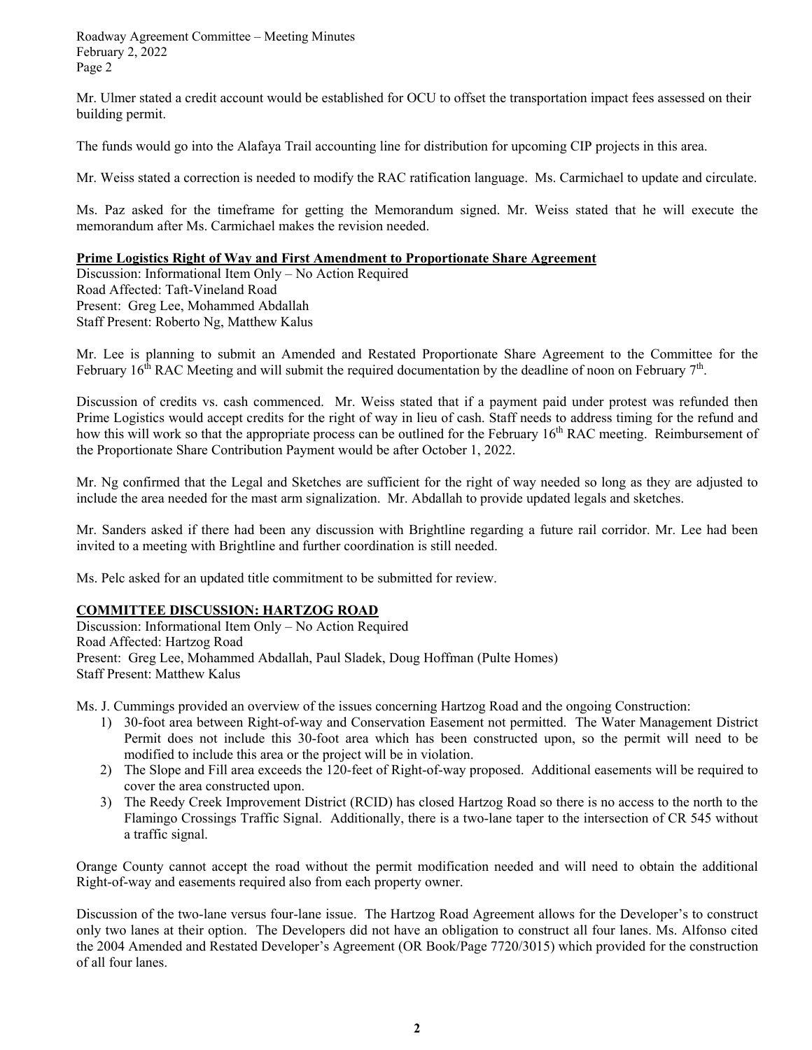Mr. Ulmer stated a credit account would be established for OCU to offset the transportation impact fees assessed on their building permit.

The funds would go into the Alafaya Trail accounting line for distribution for upcoming CIP projects in this area.

Mr. Weiss stated a correction is needed to modify the RAC ratification language. Ms. Carmichael to update and circulate.

Ms. Paz asked for the timeframe for getting the Memorandum signed. Mr. Weiss stated that he will execute the memorandum after Ms. Carmichael makes the revision needed.

**Prime Logistics Right of Way and First Amendment to Proportionate Share Agreement**

Discussion: Informational Item Only – No Action Required
Road Affected: Taft-Vineland Road
Present: Greg Lee, Mohammed Abdallah
Staff Present: Roberto Ng, Matthew Kalus

Mr. Lee is planning to submit an Amended and Restated Proportionate Share Agreement to the Committee for the February 16th RAC Meeting and will submit the required documentation by the deadline of noon on February 7th.

Discussion of credits vs. cash commenced. Mr. Weiss stated that if a payment paid under protest was refunded then Prime Logistics would accept credits for the right of way in lieu of cash. Staff needs to address timing for the refund and how this will work so that the appropriate process can be outlined for the February 16th RAC meeting. Reimbursement of the Proportionate Share Contribution Payment would be after October 1, 2022.

Mr. Ng confirmed that the Legal and Sketches are sufficient for the right of way needed so long as they are adjusted to include the area needed for the mast arm signalization. Mr. Abdallah to provide updated legals and sketches.

Mr. Sanders asked if there had been any discussion with Brightline regarding a future rail corridor. Mr. Lee had been invited to a meeting with Brightline and further coordination is still needed.

Ms. Pelc asked for an updated title commitment to be submitted for review.

**COMMITTEE DISCUSSION: HARTZOG ROAD**

Discussion: Informational Item Only – No Action Required
Road Affected: Hartzog Road
Present: Greg Lee, Mohammed Abdallah, Paul Sladek, Doug Hoffman (Pulte Homes)
Staff Present: Matthew Kalus

Ms. J. Cummings provided an overview of the issues concerning Hartzog Road and the ongoing Construction:

1) 30-foot area between Right-of-way and Conservation Easement not permitted. The Water Management District Permit does not include this 30-foot area which has been constructed upon, so the permit will need to be modified to include this area or the project will be in violation.
2) The Slope and Fill area exceeds the 120-feet of Right-of-way proposed. Additional easements will be required to cover the area constructed upon.
3) The Reedy Creek Improvement District (RCID) has closed Hartzog Road so there is no access to the north to the Flamingo Crossings Traffic Signal. Additionally, there is a two-lane taper to the intersection of CR 545 without a traffic signal.

Orange County cannot accept the road without the permit modification needed and will need to obtain the additional Right-of-way and easements required also from each property owner.

Discussion of the two-lane versus four-lane issue. The Hartzog Road Agreement allows for the Developer's to construct only two lanes at their option. The Developers did not have an obligation to construct all four lanes. Ms. Alfonso cited the 2004 Amended and Restated Developer's Agreement (OR Book/Page 7720/3015) which provided for the construction of all four lanes.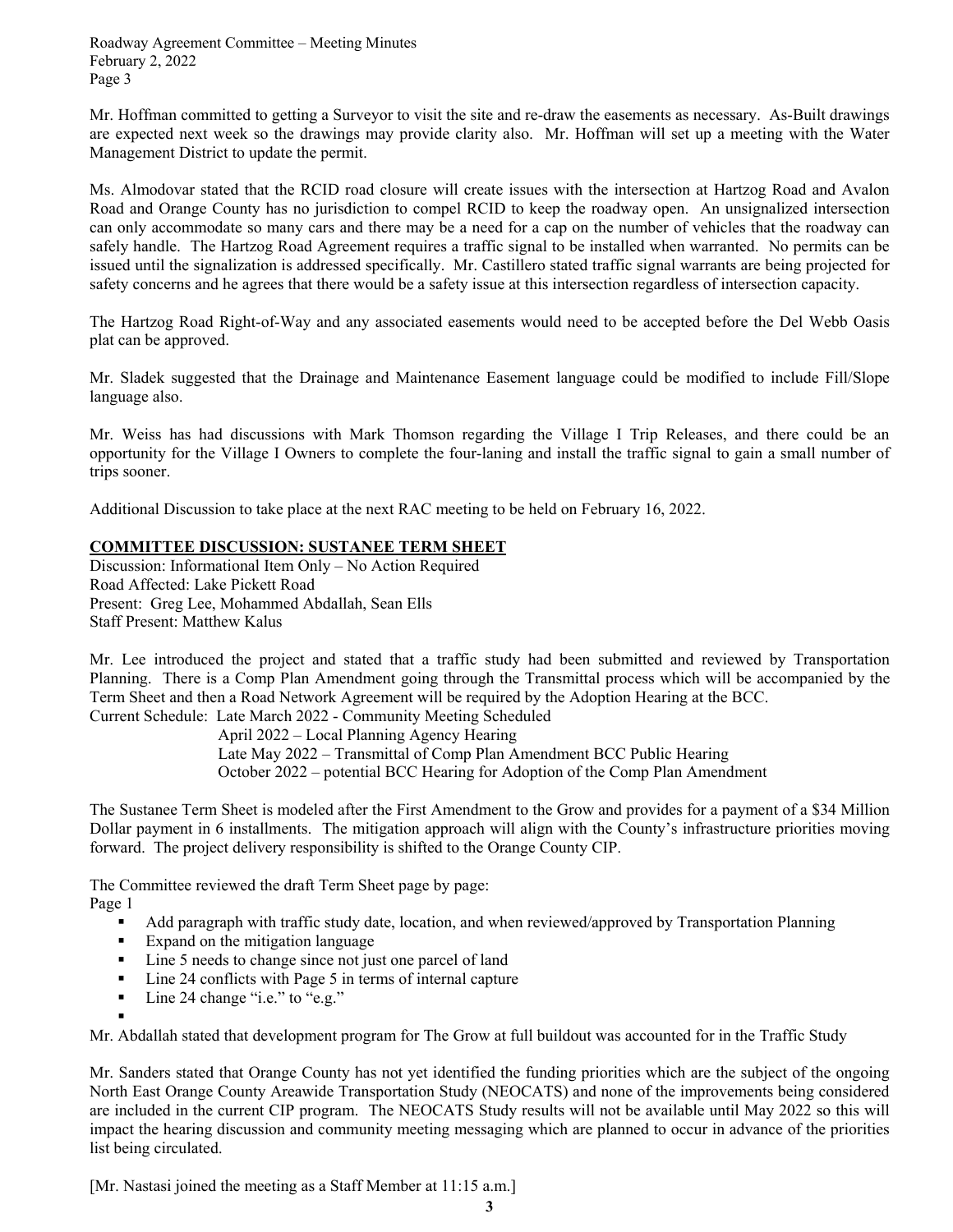Mr. Hoffman committed to getting a Surveyor to visit the site and re-draw the easements as necessary. As-Built drawings are expected next week so the drawings may provide clarity also. Mr. Hoffman will set up a meeting with the Water Management District to update the permit.

Ms. Almodovar stated that the RCID road closure will create issues with the intersection at Hartzog Road and Avalon Road and Orange County has no jurisdiction to compel RCID to keep the roadway open. An unsignalized intersection can only accommodate so many cars and there may be a need for a cap on the number of vehicles that the roadway can safely handle. The Hartzog Road Agreement requires a traffic signal to be installed when warranted. No permits can be issued until the signalization is addressed specifically. Mr. Castillero stated traffic signal warrants are being projected for safety concerns and he agrees that there would be a safety issue at this intersection regardless of intersection capacity.

The Hartzog Road Right-of-Way and any associated easements would need to be accepted before the Del Webb Oasis plat can be approved.

Mr. Sladek suggested that the Drainage and Maintenance Easement language could be modified to include Fill/Slope language also.

Mr. Weiss has had discussions with Mark Thomson regarding the Village I Trip Releases, and there could be an opportunity for the Village I Owners to complete the four-laning and install the traffic signal to gain a small number of trips sooner.

Additional Discussion to take place at the next RAC meeting to be held on February 16, 2022.

**COMMITTEE DISCUSSION: SUSTANEE TERM SHEET**

Discussion: Informational Item Only – No Action Required
Road Affected: Lake Pickett Road
Present: Greg Lee, Mohammed Abdallah, Sean Ells
Staff Present: Matthew Kalus

Mr. Lee introduced the project and stated that a traffic study had been submitted and reviewed by Transportation Planning. There is a Comp Plan Amendment going through the Transmittal process which will be accompanied by the Term Sheet and then a Road Network Agreement will be required by the Adoption Hearing at the BCC.

Current Schedule: Late March 2022 - Community Meeting Scheduled
April 2022 – Local Planning Agency Hearing
Late May 2022 – Transmittal of Comp Plan Amendment BCC Public Hearing
October 2022 – potential BCC Hearing for Adoption of the Comp Plan Amendment

The Sustanee Term Sheet is modeled after the First Amendment to the Grow and provides for a payment of a $34 Million Dollar payment in 6 installments. The mitigation approach will align with the County's infrastructure priorities moving forward. The project delivery responsibility is shifted to the Orange County CIP.

The Committee reviewed the draft Term Sheet page by page:

Page 1

- Add paragraph with traffic study date, location, and when reviewed/approved by Transportation Planning
- Expand on the mitigation language
- Line 5 needs to change since not just one parcel of land
- Line 24 conflicts with Page 5 in terms of internal capture
- Line 24 change "i.e." to "e.g."
-

Mr. Abdallah stated that development program for The Grow at full buildout was accounted for in the Traffic Study

Mr. Sanders stated that Orange County has not yet identified the funding priorities which are the subject of the ongoing North East Orange County Areawide Transportation Study (NEOCATS) and none of the improvements being considered are included in the current CIP program. The NEOCATS Study results will not be available until May 2022 so this will impact the hearing discussion and community meeting messaging which are planned to occur in advance of the priorities list being circulated.

[Mr. Nastasi joined the meeting as a Staff Member at 11:15 a.m.]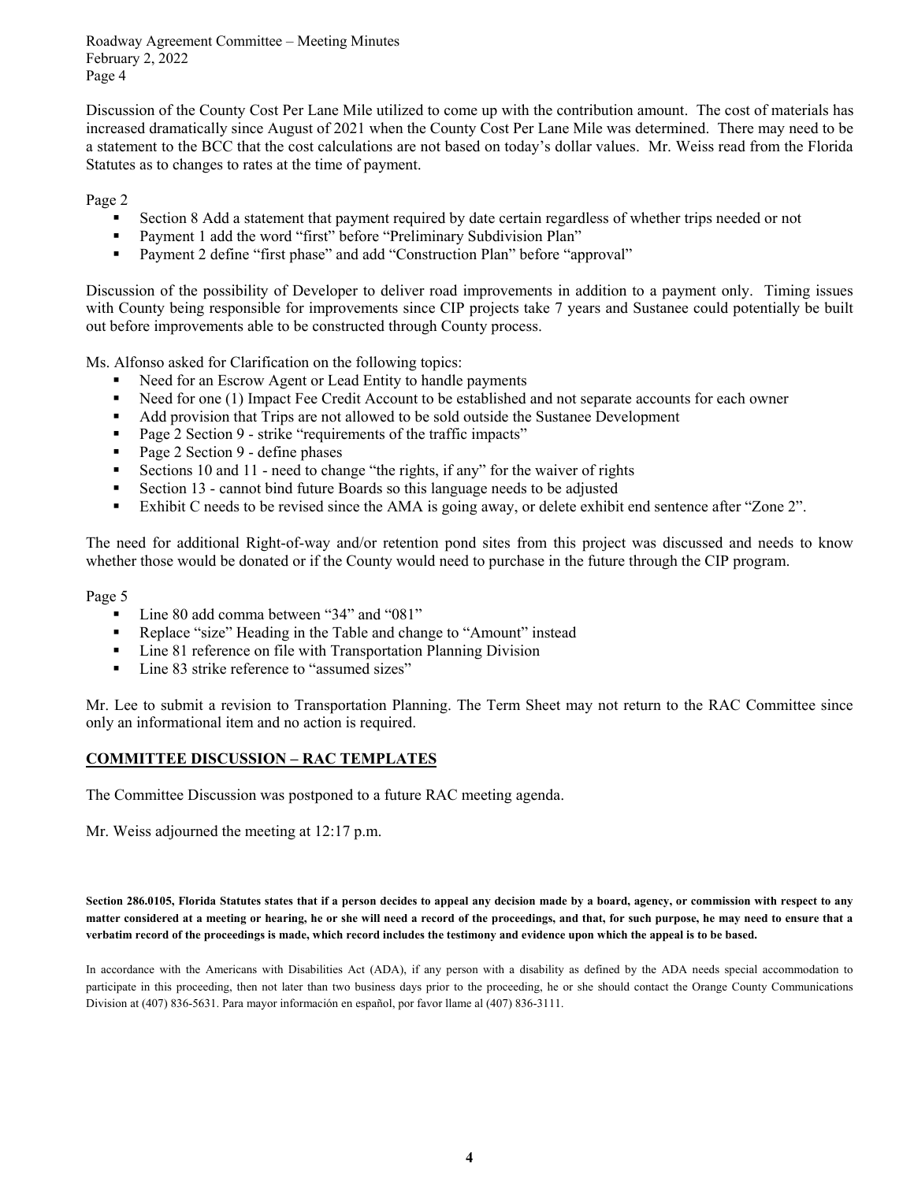Discussion of the County Cost Per Lane Mile utilized to come up with the contribution amount. The cost of materials has increased dramatically since August of 2021 when the County Cost Per Lane Mile was determined. There may need to be a statement to the BCC that the cost calculations are not based on today's dollar values. Mr. Weiss read from the Florida Statutes as to changes to rates at the time of payment.

Page 2

- Section 8 Add a statement that payment required by date certain regardless of whether trips needed or not
- Payment 1 add the word "first" before "Preliminary Subdivision Plan"
- Payment 2 define "first phase" and add "Construction Plan" before "approval"

Discussion of the possibility of Developer to deliver road improvements in addition to a payment only. Timing issues with County being responsible for improvements since CIP projects take 7 years and Sustanee could potentially be built out before improvements able to be constructed through County process.

Ms. Alfonso asked for Clarification on the following topics:

- Need for an Escrow Agent or Lead Entity to handle payments
- Need for one (1) Impact Fee Credit Account to be established and not separate accounts for each owner
- Add provision that Trips are not allowed to be sold outside the Sustanee Development
- Page 2 Section 9 - strike "requirements of the traffic impacts"
- Page 2 Section 9 - define phases
- Sections 10 and 11 - need to change "the rights, if any" for the waiver of rights
- Section 13 - cannot bind future Boards so this language needs to be adjusted
- Exhibit C needs to be revised since the AMA is going away, or delete exhibit end sentence after "Zone 2".

The need for additional Right-of-way and/or retention pond sites from this project was discussed and needs to know whether those would be donated or if the County would need to purchase in the future through the CIP program.

Page 5

- Line 80 add comma between "34" and "081"
- Replace "size" Heading in the Table and change to "Amount" instead
- Line 81 reference on file with Transportation Planning Division
- Line 83 strike reference to "assumed sizes"

Mr. Lee to submit a revision to Transportation Planning. The Term Sheet may not return to the RAC Committee since only an informational item and no action is required.

## COMMITTEE DISCUSSION – RAC TEMPLATES

The Committee Discussion was postponed to a future RAC meeting agenda.

Mr. Weiss adjourned the meeting at 12:17 p.m.

**Section 286.0105, Florida Statutes states that if a person decides to appeal any decision made by a board, agency, or commission with respect to any matter considered at a meeting or hearing, he or she will need a record of the proceedings, and that, for such purpose, he may need to ensure that a verbatim record of the proceedings is made, which record includes the testimony and evidence upon which the appeal is to be based.**

In accordance with the Americans with Disabilities Act (ADA), if any person with a disability as defined by the ADA needs special accommodation to participate in this proceeding, then not later than two business days prior to the proceeding, he or she should contact the Orange County Communications Division at (407) 836-5631. Para mayor información en español, por favor llame al (407) 836-3111.